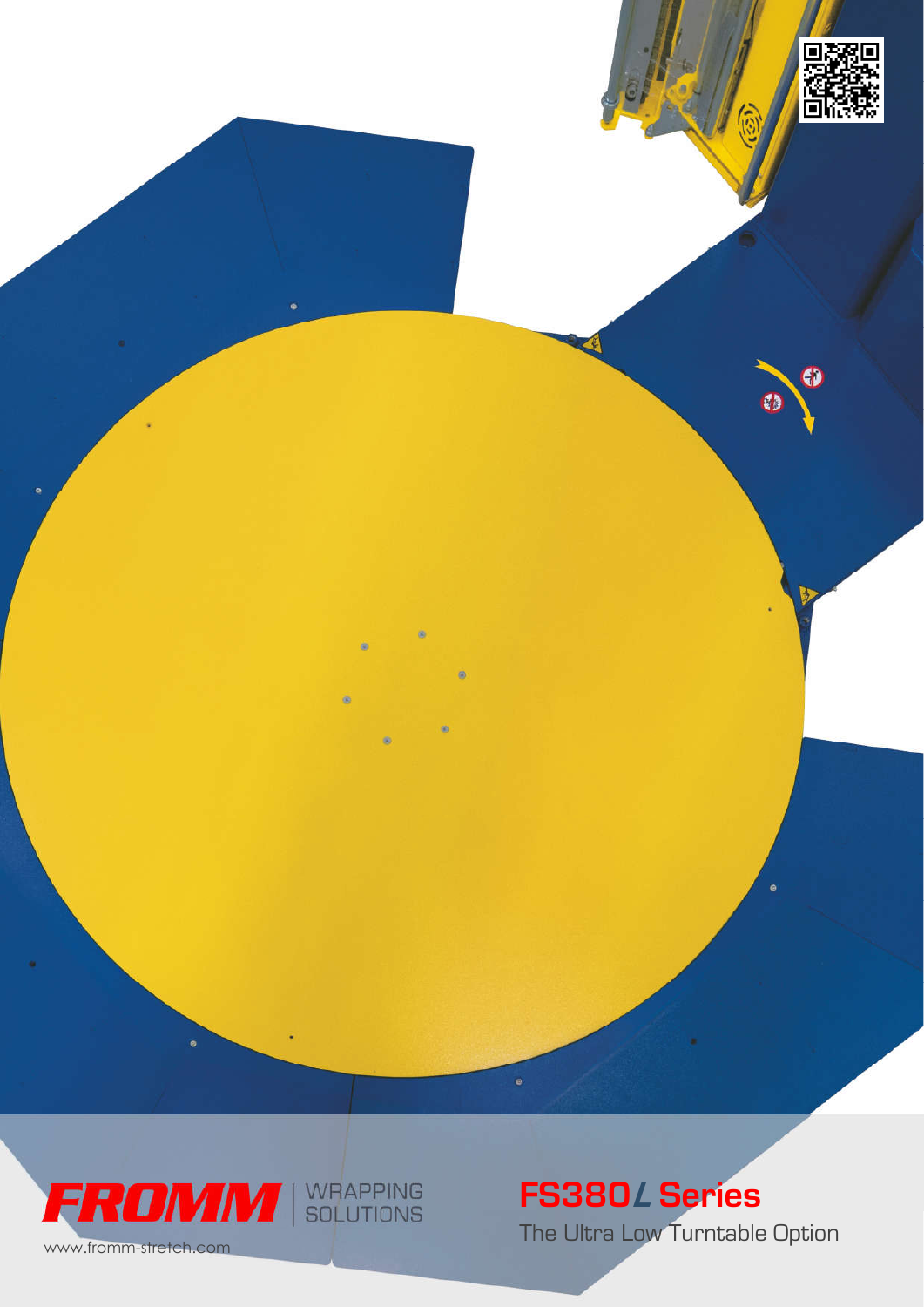FROMM | WRAPPING SOLUTIONS

www.fromm-stretch.com

# FS380*L* Series

The Ultra Low Turntable Option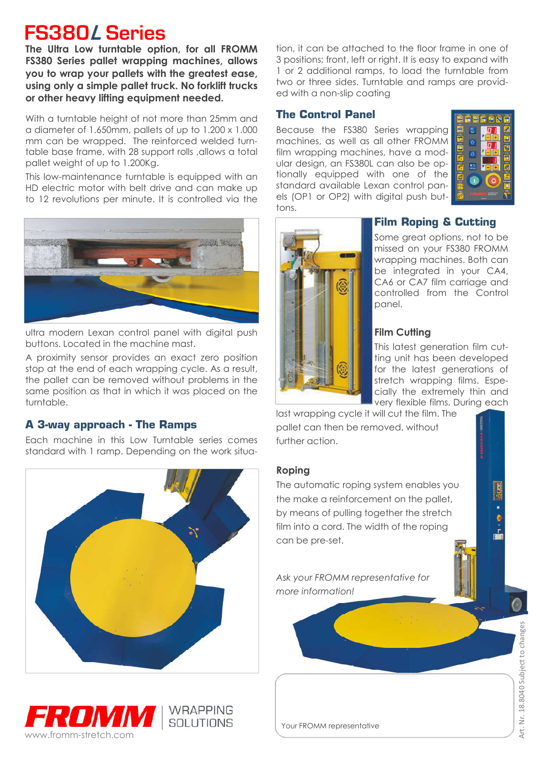# FS380L Series

**The Ultra Low turntable option, for all FROMM FS380 Series pallet wrapping machines, allows you to wrap your pallets with the greatest ease, using only a simple pallet truck. No forklift trucks or other heavy lifting equipment needed.**

With a turntable height of not more than 25mm and a diameter of 1.650mm, pallets of up to 1.200 x 1.000 mm can be wrapped. The reinforced welded turntable base frame, with 28 support rolls ,allows a total pallet weight of up to 1.200Kg.

This low-maintenance turntable is equipped with an HD electric motor with belt drive and can make up to 12 revolutions per minute. It is controlled via the ultra modern Lexan control panel with digital push buttons. Located in the machine mast.

A proximity sensor provides an exact zero position stop at the end of each wrapping cycle. As a result, the pallet can be removed without problems in the same position as that in which it was placed on the turntable.

## A 3-way approach - The Ramps

Each machine in this Low Turntable series comes standard with 1 ramp. Depending on the work situation, it can be attached to the floor frame in one of 3 positions; front, left or right. It is easy to expand with 1 or 2 additional ramps, to load the turntable from two or three sides. Turntable and ramps are provided with a non-slip coating

## The Control Panel

Because the FS380 Series wrapping machines, as well as all other FROMM film wrapping machines, have a modular design, an FS380L can also be optionally equipped with one of the standard available Lexan control panels (OP1 or OP2) with digital push buttons.

## Film Roping & Cutting

Some great options, not to be missed on your FS380 FROMM wrapping machines. Both can be integrated in your CA4, CA6 or CA7 film carriage and controlled from the Control panel.

### Film Cutting

This latest generation film cutting unit has been developed for the latest generations of stretch wrapping films. Especially the extremely thin and very flexible films. During each last wrapping cycle it will cut the film. The pallet can then be removed, without further action.

### Roping

The automatic roping system enables you the make a reinforcement on the pallet, by means of pulling together the stretch film into a cord. The width of the roping can be pre-set.

*Ask your FROMM representative for more information!*

Your FROMM representative

FROMM WRAPPING SOLUTIONS
www.fromm-stretch.com

Art. Nr. 18.8040 Subject to changes